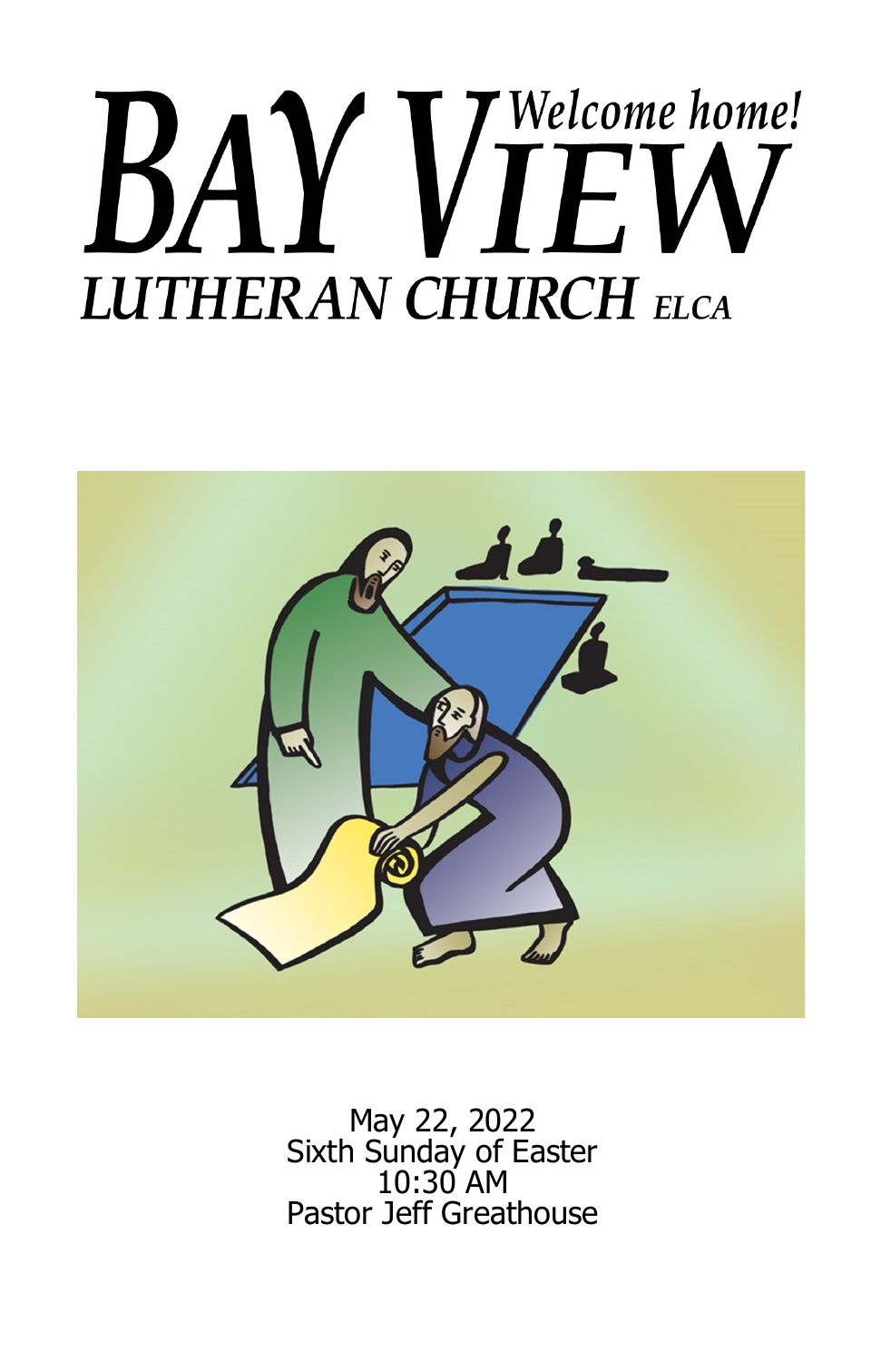# BAY VIEW

*Welcome home!*

## LUTHERAN CHURCH *ELCA*

May 22, 2022
Sixth Sunday of Easter
10:30 AM
Pastor Jeff Greathouse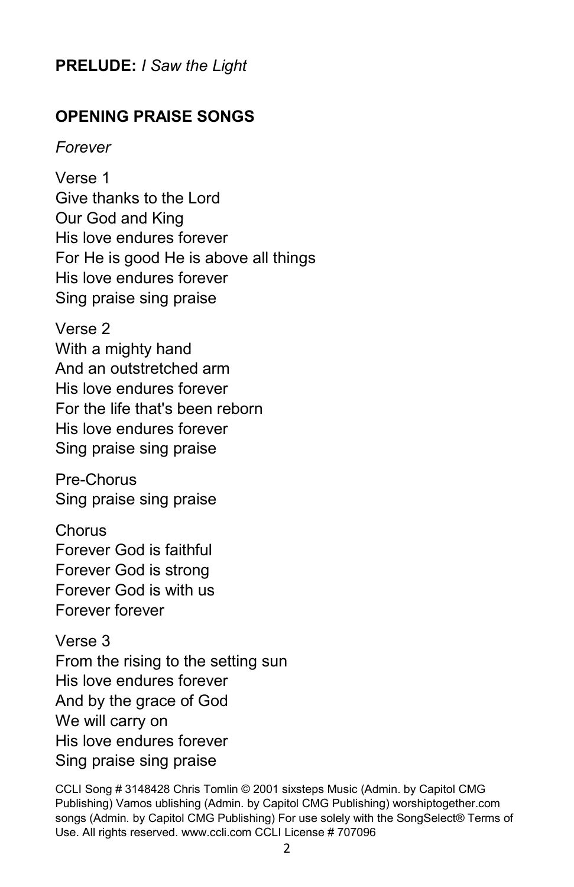**PRELUDE:** *I Saw the Light*

## OPENING PRAISE SONGS

*Forever*

Verse 1
Give thanks to the Lord
Our God and King
His love endures forever
For He is good He is above all things
His love endures forever
Sing praise sing praise

Verse 2
With a mighty hand
And an outstretched arm
His love endures forever
For the life that's been reborn
His love endures forever
Sing praise sing praise

Pre-Chorus
Sing praise sing praise

Chorus
Forever God is faithful
Forever God is strong
Forever God is with us
Forever forever

Verse 3
From the rising to the setting sun
His love endures forever
And by the grace of God
We will carry on
His love endures forever
Sing praise sing praise

CCLI Song # 3148428 Chris Tomlin © 2001 sixsteps Music (Admin. by Capitol CMG Publishing) Vamos ublishing (Admin. by Capitol CMG Publishing) worshiptogether.com songs (Admin. by Capitol CMG Publishing) For use solely with the SongSelect® Terms of Use. All rights reserved. www.ccli.com CCLI License # 707096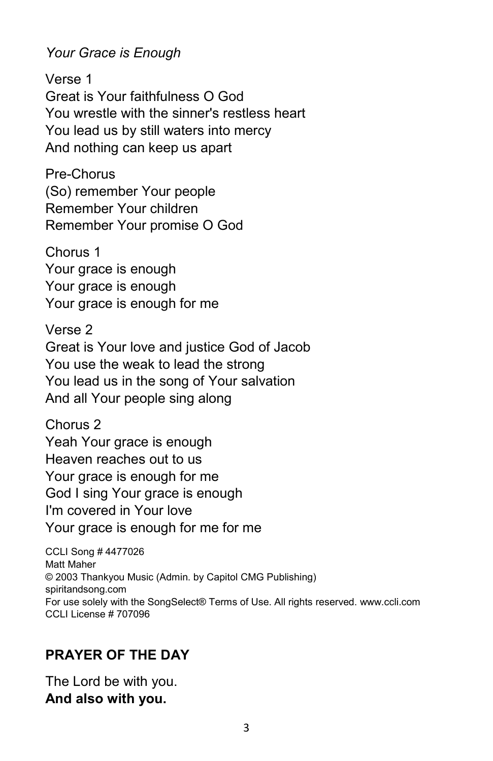*Your Grace is Enough*

Verse 1
Great is Your faithfulness O God
You wrestle with the sinner's restless heart
You lead us by still waters into mercy
And nothing can keep us apart

Pre-Chorus
(So) remember Your people
Remember Your children
Remember Your promise O God

Chorus 1
Your grace is enough
Your grace is enough
Your grace is enough for me

Verse 2
Great is Your love and justice God of Jacob
You use the weak to lead the strong
You lead us in the song of Your salvation
And all Your people sing along

Chorus 2
Yeah Your grace is enough
Heaven reaches out to us
Your grace is enough for me
God I sing Your grace is enough
I'm covered in Your love
Your grace is enough for me for me

CCLI Song # 4477026
Matt Maher
© 2003 Thankyou Music (Admin. by Capitol CMG Publishing)
spiritandsong.com
For use solely with the SongSelect® Terms of Use. All rights reserved. www.ccli.com
CCLI License # 707096

## PRAYER OF THE DAY

The Lord be with you.
**And also with you.**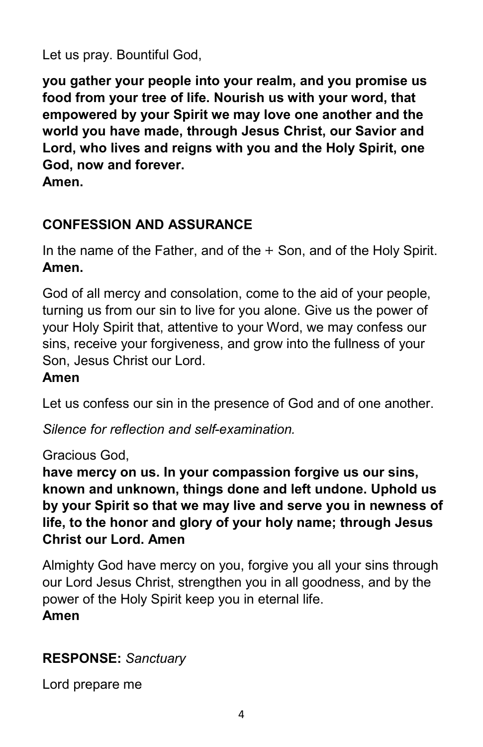Let us pray. Bountiful God,

**you gather your people into your realm, and you promise us food from your tree of life. Nourish us with your word, that empowered by your Spirit we may love one another and the world you have made, through Jesus Christ, our Savior and Lord, who lives and reigns with you and the Holy Spirit, one God, now and forever.**
**Amen.**

## CONFESSION AND ASSURANCE

In the name of the Father, and of the + Son, and of the Holy Spirit.
**Amen.**

God of all mercy and consolation, come to the aid of your people, turning us from our sin to live for you alone. Give us the power of your Holy Spirit that, attentive to your Word, we may confess our sins, receive your forgiveness, and grow into the fullness of your Son, Jesus Christ our Lord.
**Amen**

Let us confess our sin in the presence of God and of one another.

*Silence for reflection and self-examination.*

Gracious God,
**have mercy on us. In your compassion forgive us our sins, known and unknown, things done and left undone. Uphold us by your Spirit so that we may live and serve you in newness of life, to the honor and glory of your holy name; through Jesus Christ our Lord. Amen**

Almighty God have mercy on you, forgive you all your sins through our Lord Jesus Christ, strengthen you in all goodness, and by the power of the Holy Spirit keep you in eternal life.
**Amen**

**RESPONSE:** *Sanctuary*

Lord prepare me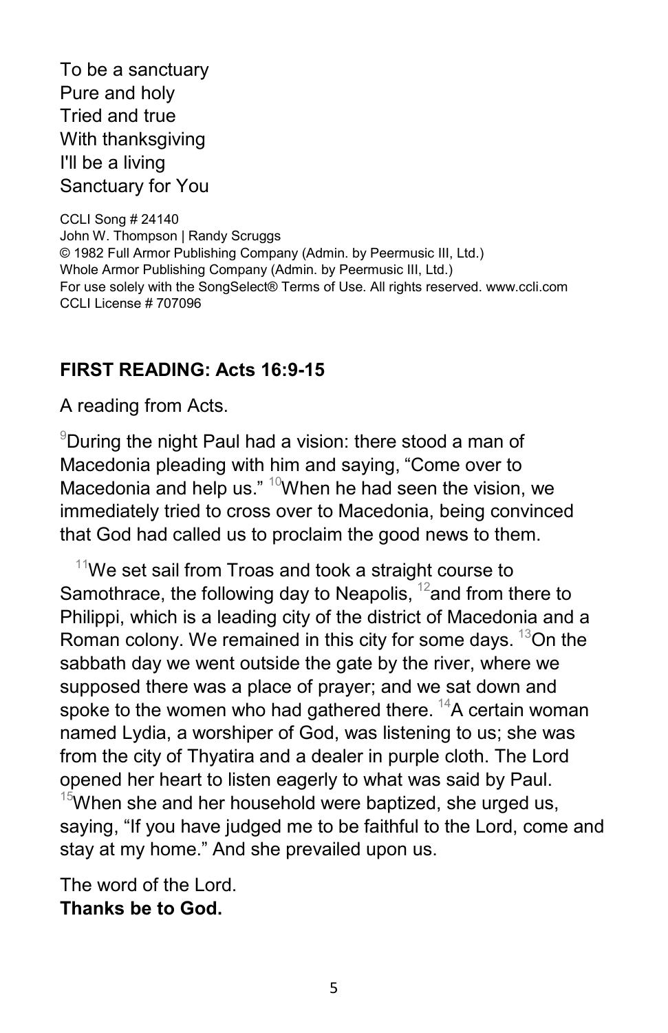To be a sanctuary
Pure and holy
Tried and true
With thanksgiving
I'll be a living
Sanctuary for You

CCLI Song # 24140
John W. Thompson | Randy Scruggs
© 1982 Full Armor Publishing Company (Admin. by Peermusic III, Ltd.)
Whole Armor Publishing Company (Admin. by Peermusic III, Ltd.)
For use solely with the SongSelect® Terms of Use. All rights reserved. www.ccli.com
CCLI License # 707096

**FIRST READING: Acts 16:9-15**

A reading from Acts.

[9]During the night Paul had a vision: there stood a man of Macedonia pleading with him and saying, "Come over to Macedonia and help us." [10]When he had seen the vision, we immediately tried to cross over to Macedonia, being convinced that God had called us to proclaim the good news to them.

[11]We set sail from Troas and took a straight course to Samothrace, the following day to Neapolis, [12]and from there to Philippi, which is a leading city of the district of Macedonia and a Roman colony. We remained in this city for some days. [13]On the sabbath day we went outside the gate by the river, where we supposed there was a place of prayer; and we sat down and spoke to the women who had gathered there. [14]A certain woman named Lydia, a worshiper of God, was listening to us; she was from the city of Thyatira and a dealer in purple cloth. The Lord opened her heart to listen eagerly to what was said by Paul. [15]When she and her household were baptized, she urged us, saying, "If you have judged me to be faithful to the Lord, come and stay at my home." And she prevailed upon us.

The word of the Lord.
**Thanks be to God.**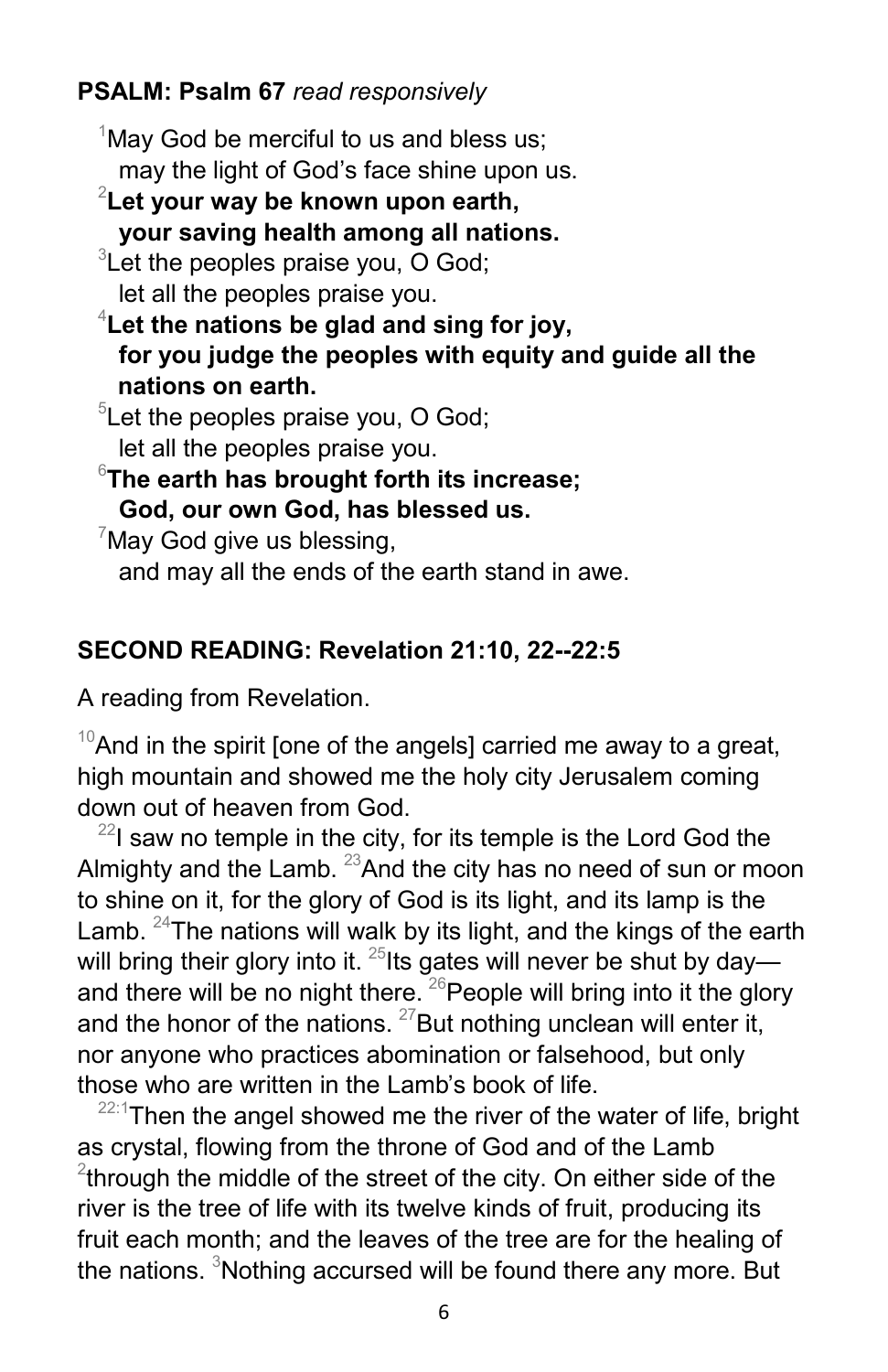**PSALM: Psalm 67** *read responsively*

[1]May God be merciful to us and bless us;
may the light of God's face shine upon us.

[2]**Let your way be known upon earth,**
**your saving health among all nations.**

[3]Let the peoples praise you, O God;
let all the peoples praise you.

[4]**Let the nations be glad and sing for joy,**
**for you judge the peoples with equity and guide all the nations on earth.**

[5]Let the peoples praise you, O God;
let all the peoples praise you.

[6]**The earth has brought forth its increase;**
**God, our own God, has blessed us.**

[7]May God give us blessing,
and may all the ends of the earth stand in awe.

**SECOND READING: Revelation 21:10, 22--22:5**

A reading from Revelation.

[10]And in the spirit [one of the angels] carried me away to a great, high mountain and showed me the holy city Jerusalem coming down out of heaven from God.

[22]I saw no temple in the city, for its temple is the Lord God the Almighty and the Lamb. [23]And the city has no need of sun or moon to shine on it, for the glory of God is its light, and its lamp is the Lamb. [24]The nations will walk by its light, and the kings of the earth will bring their glory into it. [25]Its gates will never be shut by day—and there will be no night there. [26]People will bring into it the glory and the honor of the nations. [27]But nothing unclean will enter it, nor anyone who practices abomination or falsehood, but only those who are written in the Lamb's book of life.

[22:1]Then the angel showed me the river of the water of life, bright as crystal, flowing from the throne of God and of the Lamb [2]through the middle of the street of the city. On either side of the river is the tree of life with its twelve kinds of fruit, producing its fruit each month; and the leaves of the tree are for the healing of the nations. [3]Nothing accursed will be found there any more. But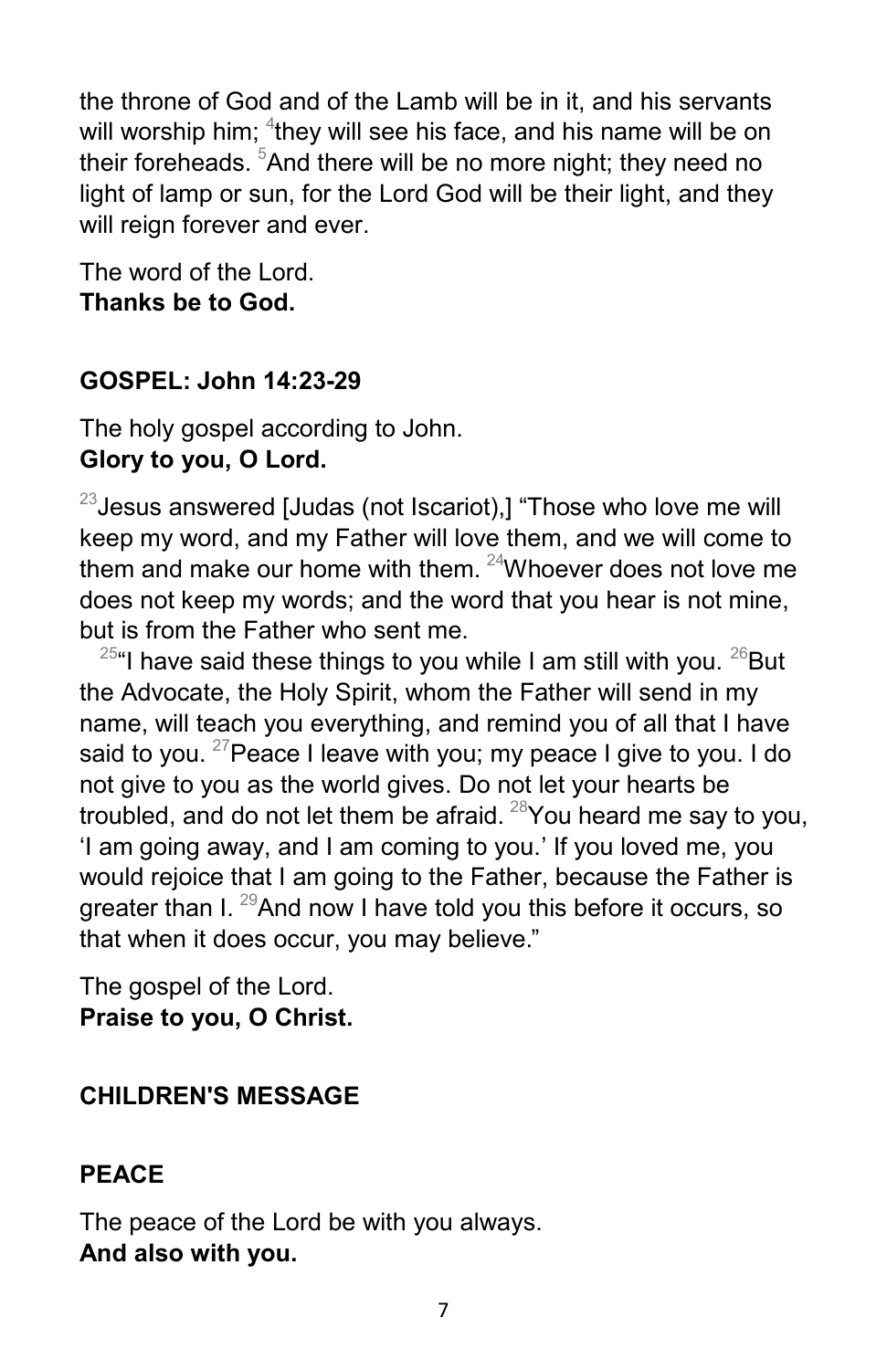the throne of God and of the Lamb will be in it, and his servants will worship him; [4]they will see his face, and his name will be on their foreheads. [5]And there will be no more night; they need no light of lamp or sun, for the Lord God will be their light, and they will reign forever and ever.

The word of the Lord.
**Thanks be to God.**

**GOSPEL: John 14:23-29**

The holy gospel according to John.
**Glory to you, O Lord.**

[23]Jesus answered [Judas (not Iscariot),] "Those who love me will keep my word, and my Father will love them, and we will come to them and make our home with them. [24]Whoever does not love me does not keep my words; and the word that you hear is not mine, but is from the Father who sent me.

[25]"I have said these things to you while I am still with you. [26]But the Advocate, the Holy Spirit, whom the Father will send in my name, will teach you everything, and remind you of all that I have said to you. [27]Peace I leave with you; my peace I give to you. I do not give to you as the world gives. Do not let your hearts be troubled, and do not let them be afraid. [28]You heard me say to you, 'I am going away, and I am coming to you.' If you loved me, you would rejoice that I am going to the Father, because the Father is greater than I. [29]And now I have told you this before it occurs, so that when it does occur, you may believe."

The gospel of the Lord.
**Praise to you, O Christ.**

**CHILDREN'S MESSAGE**

**PEACE**

The peace of the Lord be with you always.
**And also with you.**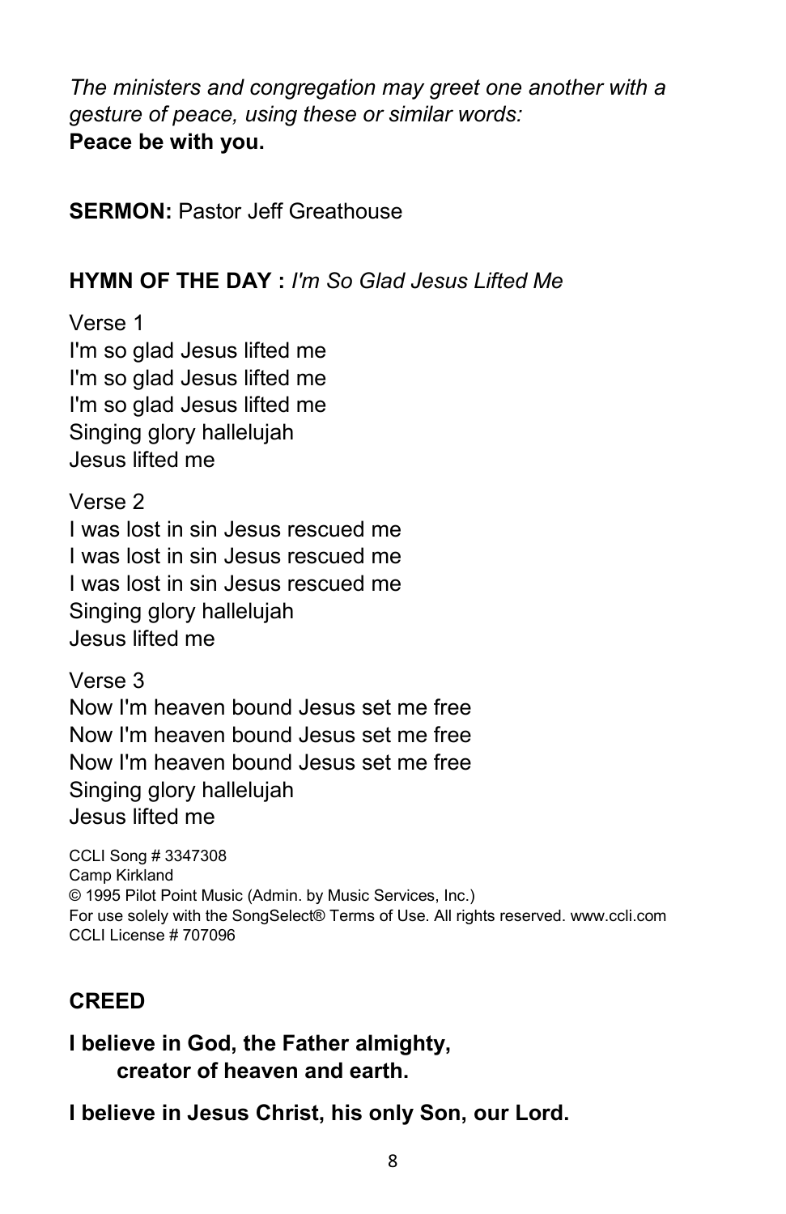*The ministers and congregation may greet one another with a gesture of peace, using these or similar words:*
**Peace be with you.**

**SERMON:** Pastor Jeff Greathouse

**HYMN OF THE DAY :** *I'm So Glad Jesus Lifted Me*

Verse 1
I'm so glad Jesus lifted me
I'm so glad Jesus lifted me
I'm so glad Jesus lifted me
Singing glory hallelujah
Jesus lifted me

Verse 2
I was lost in sin Jesus rescued me
I was lost in sin Jesus rescued me
I was lost in sin Jesus rescued me
Singing glory hallelujah
Jesus lifted me

Verse 3
Now I'm heaven bound Jesus set me free
Now I'm heaven bound Jesus set me free
Now I'm heaven bound Jesus set me free
Singing glory hallelujah
Jesus lifted me

CCLI Song # 3347308
Camp Kirkland
© 1995 Pilot Point Music (Admin. by Music Services, Inc.)
For use solely with the SongSelect® Terms of Use. All rights reserved. www.ccli.com
CCLI License # 707096

**CREED**

**I believe in God, the Father almighty,**
**creator of heaven and earth.**

**I believe in Jesus Christ, his only Son, our Lord.**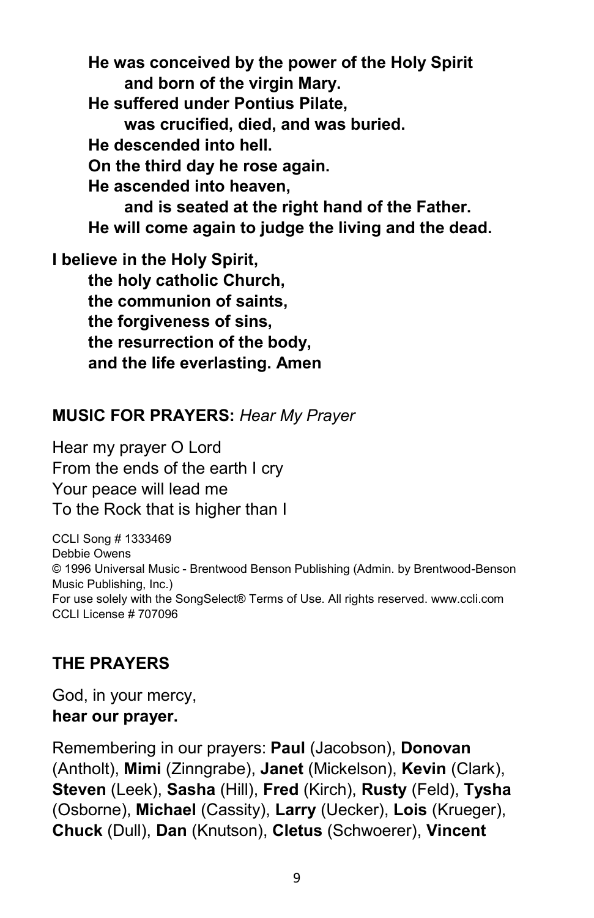**He was conceived by the power of the Holy Spirit**
**and born of the virgin Mary.**
**He suffered under Pontius Pilate,**
**was crucified, died, and was buried.**
**He descended into hell.**
**On the third day he rose again.**
**He ascended into heaven,**
**and is seated at the right hand of the Father.**
**He will come again to judge the living and the dead.**

**I believe in the Holy Spirit,**
**the holy catholic Church,**
**the communion of saints,**
**the forgiveness of sins,**
**the resurrection of the body,**
**and the life everlasting. Amen**

**MUSIC FOR PRAYERS:** *Hear My Prayer*

Hear my prayer O Lord
From the ends of the earth I cry
Your peace will lead me
To the Rock that is higher than I

CCLI Song # 1333469
Debbie Owens
© 1996 Universal Music - Brentwood Benson Publishing (Admin. by Brentwood-Benson Music Publishing, Inc.)
For use solely with the SongSelect® Terms of Use. All rights reserved. www.ccli.com
CCLI License # 707096

## THE PRAYERS

God, in your mercy,
**hear our prayer.**

Remembering in our prayers: **Paul** (Jacobson), **Donovan** (Antholt), **Mimi** (Zinngrabe), **Janet** (Mickelson), **Kevin** (Clark), **Steven** (Leek), **Sasha** (Hill), **Fred** (Kirch), **Rusty** (Feld), **Tysha** (Osborne), **Michael** (Cassity), **Larry** (Uecker), **Lois** (Krueger), **Chuck** (Dull), **Dan** (Knutson), **Cletus** (Schwoerer), **Vincent**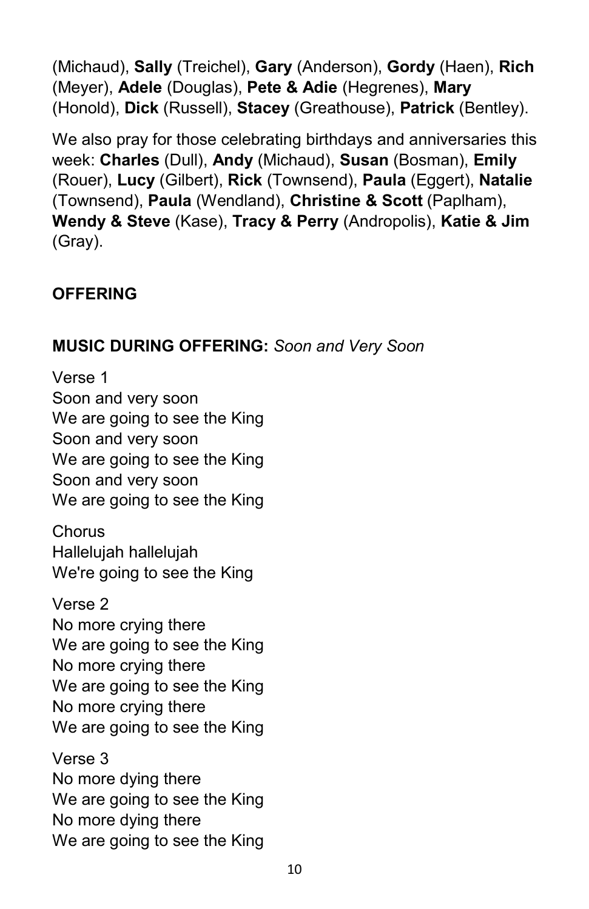(Michaud), **Sally** (Treichel), **Gary** (Anderson), **Gordy** (Haen), **Rich** (Meyer), **Adele** (Douglas), **Pete & Adie** (Hegrenes), **Mary** (Honold), **Dick** (Russell), **Stacey** (Greathouse), **Patrick** (Bentley).

We also pray for those celebrating birthdays and anniversaries this week: **Charles** (Dull), **Andy** (Michaud), **Susan** (Bosman), **Emily** (Rouer), **Lucy** (Gilbert), **Rick** (Townsend), **Paula** (Eggert), **Natalie** (Townsend), **Paula** (Wendland), **Christine & Scott** (Paplham), **Wendy & Steve** (Kase), **Tracy & Perry** (Andropolis), **Katie & Jim** (Gray).

**OFFERING**

**MUSIC DURING OFFERING:** *Soon and Very Soon*

Verse 1
Soon and very soon
We are going to see the King
Soon and very soon
We are going to see the King
Soon and very soon
We are going to see the King

Chorus
Hallelujah hallelujah
We're going to see the King

Verse 2
No more crying there
We are going to see the King
No more crying there
We are going to see the King
No more crying there
We are going to see the King

Verse 3
No more dying there
We are going to see the King
No more dying there
We are going to see the King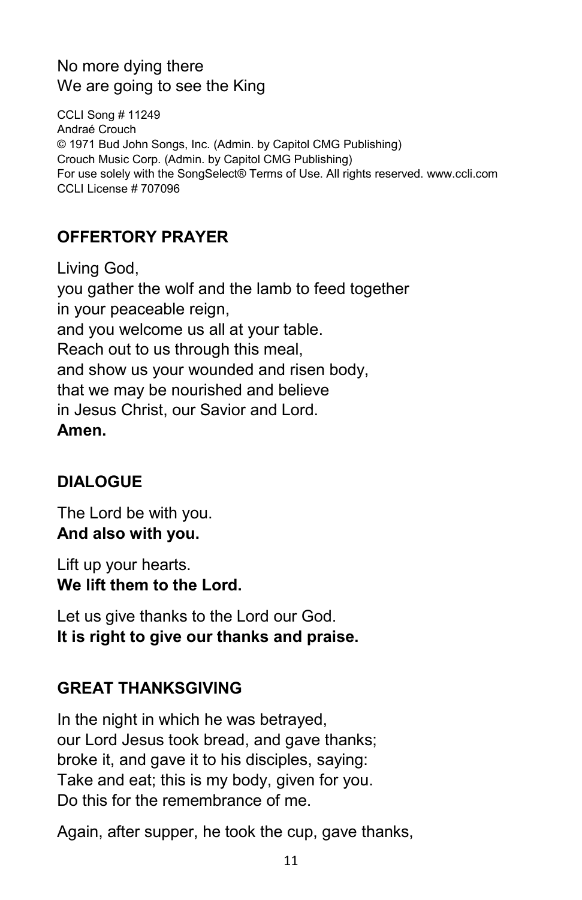No more dying there  
We are going to see the King

CCLI Song # 11249  
Andraé Crouch  
© 1971 Bud John Songs, Inc. (Admin. by Capitol CMG Publishing)  
Crouch Music Corp. (Admin. by Capitol CMG Publishing)  
For use solely with the SongSelect® Terms of Use. All rights reserved. www.ccli.com  
CCLI License # 707096

## OFFERTORY PRAYER

Living God,  
you gather the wolf and the lamb to feed together  
in your peaceable reign,  
and you welcome us all at your table.  
Reach out to us through this meal,  
and show us your wounded and risen body,  
that we may be nourished and believe  
in Jesus Christ, our Savior and Lord.  
**Amen.**

## DIALOGUE

The Lord be with you.  
**And also with you.**

Lift up your hearts.  
**We lift them to the Lord.**

Let us give thanks to the Lord our God.  
**It is right to give our thanks and praise.**

## GREAT THANKSGIVING

In the night in which he was betrayed,  
our Lord Jesus took bread, and gave thanks;  
broke it, and gave it to his disciples, saying:  
Take and eat; this is my body, given for you.  
Do this for the remembrance of me.

Again, after supper, he took the cup, gave thanks,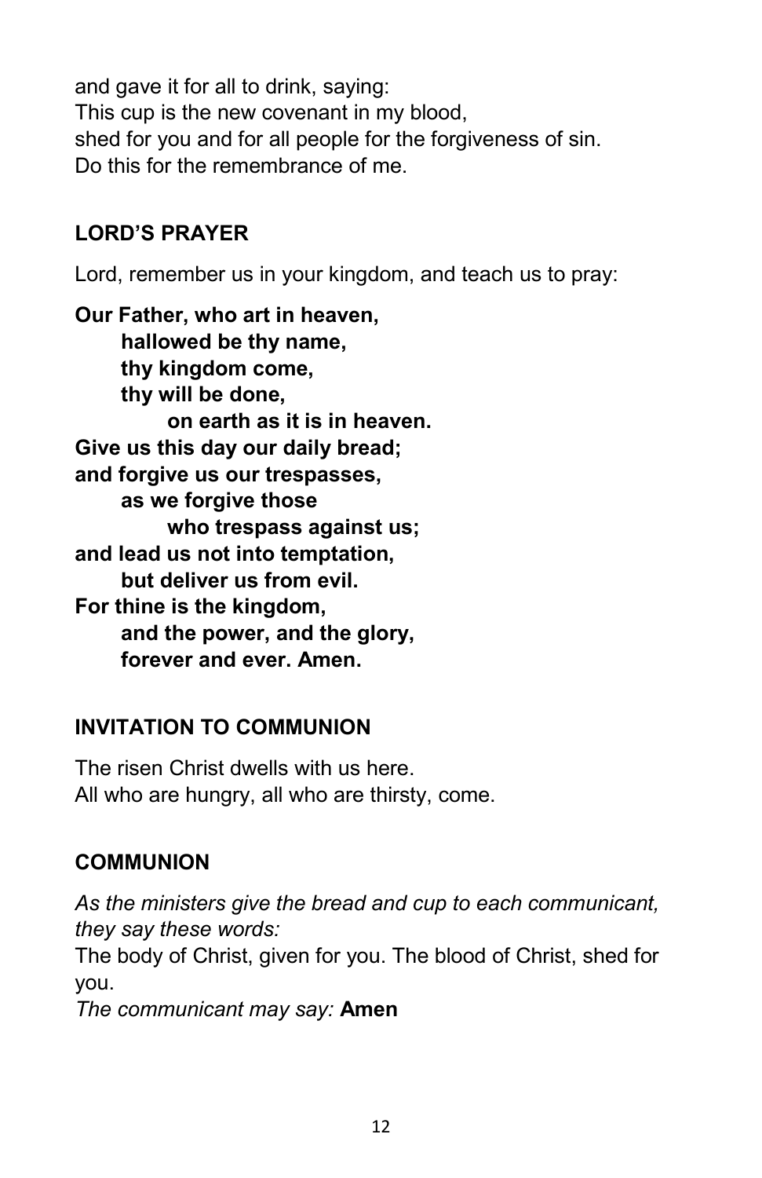and gave it for all to drink, saying:
This cup is the new covenant in my blood,
shed for you and for all people for the forgiveness of sin.
Do this for the remembrance of me.

## LORD'S PRAYER

Lord, remember us in your kingdom, and teach us to pray:

**Our Father, who art in heaven,**
**hallowed be thy name,**
**thy kingdom come,**
**thy will be done,**
**on earth as it is in heaven.**
**Give us this day our daily bread;**
**and forgive us our trespasses,**
**as we forgive those**
**who trespass against us;**
**and lead us not into temptation,**
**but deliver us from evil.**
**For thine is the kingdom,**
**and the power, and the glory,**
**forever and ever. Amen.**

## INVITATION TO COMMUNION

The risen Christ dwells with us here.
All who are hungry, all who are thirsty, come.

## COMMUNION

*As the ministers give the bread and cup to each communicant, they say these words:*
The body of Christ, given for you. The blood of Christ, shed for you.
*The communicant may say:* **Amen**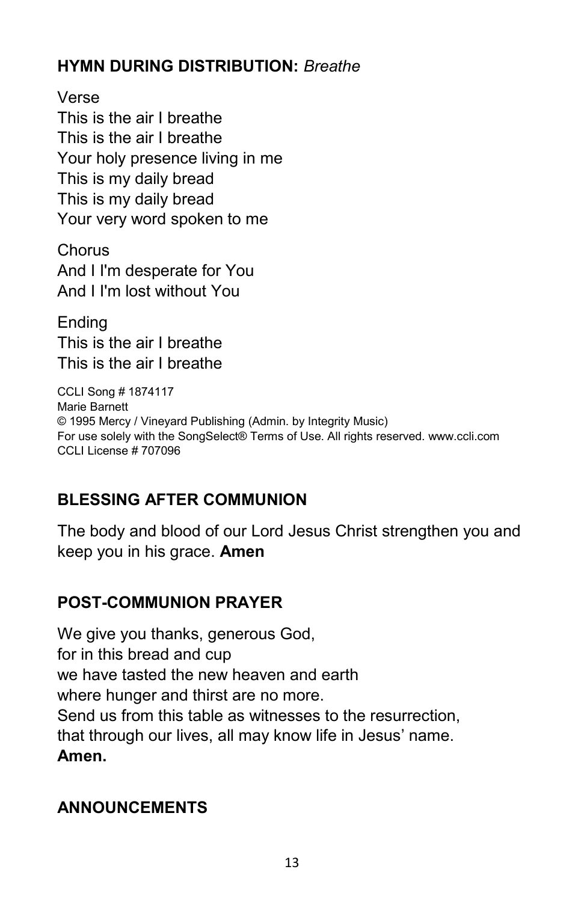**HYMN DURING DISTRIBUTION:** *Breathe*

Verse
This is the air I breathe
This is the air I breathe
Your holy presence living in me
This is my daily bread
This is my daily bread
Your very word spoken to me

Chorus
And I I'm desperate for You
And I I'm lost without You

Ending
This is the air I breathe
This is the air I breathe

CCLI Song # 1874117
Marie Barnett
© 1995 Mercy / Vineyard Publishing (Admin. by Integrity Music)
For use solely with the SongSelect® Terms of Use. All rights reserved. www.ccli.com
CCLI License # 707096

**BLESSING AFTER COMMUNION**

The body and blood of our Lord Jesus Christ strengthen you and keep you in his grace. **Amen**

**POST-COMMUNION PRAYER**

We give you thanks, generous God,
for in this bread and cup
we have tasted the new heaven and earth
where hunger and thirst are no more.
Send us from this table as witnesses to the resurrection,
that through our lives, all may know life in Jesus' name.
**Amen.**

**ANNOUNCEMENTS**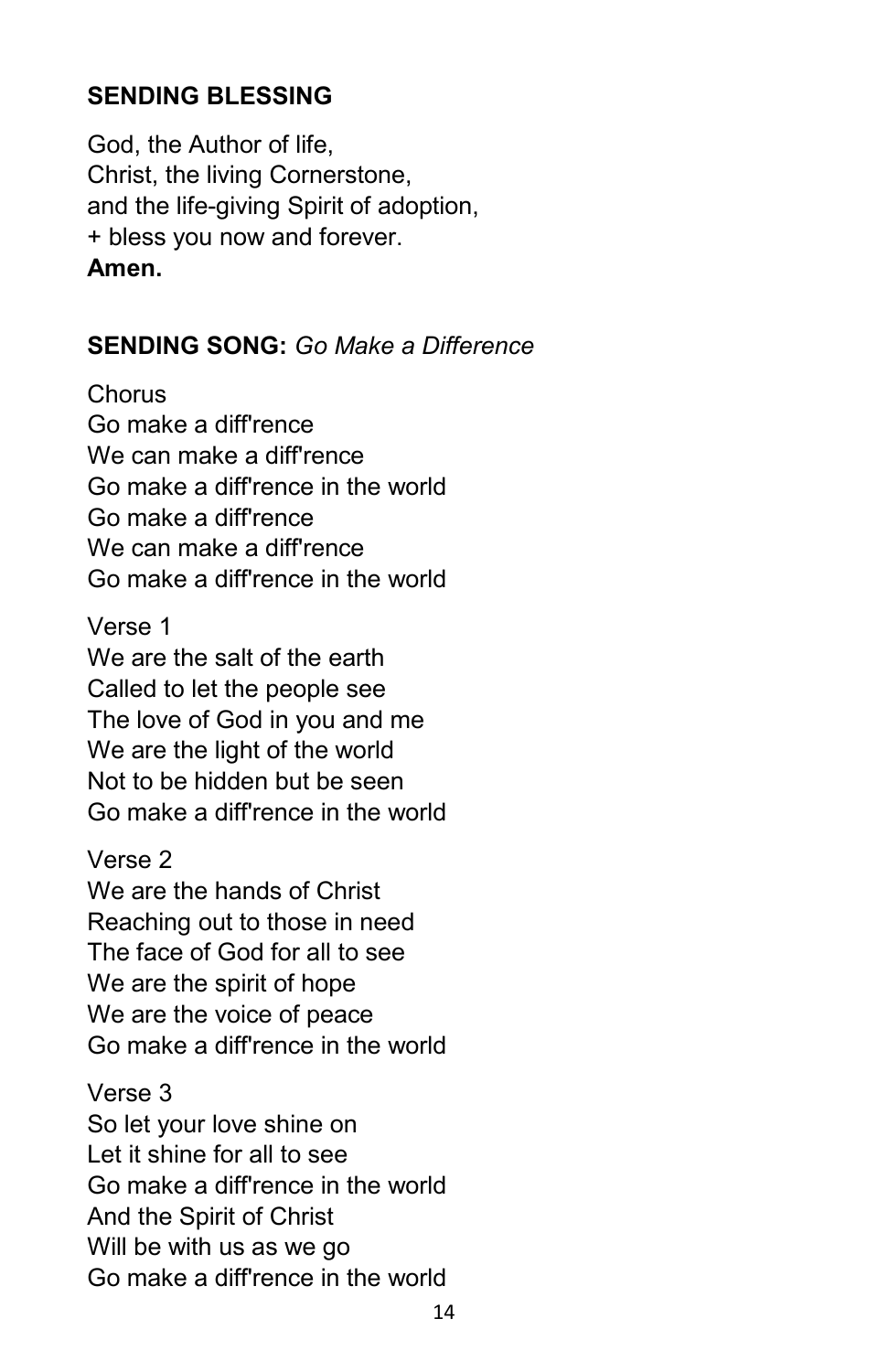**SENDING BLESSING**

God, the Author of life,
Christ, the living Cornerstone,
and the life-giving Spirit of adoption,
+ bless you now and forever.
**Amen.**

**SENDING SONG:** *Go Make a Difference*

Chorus
Go make a diff'rence
We can make a diff'rence
Go make a diff'rence in the world
Go make a diff'rence
We can make a diff'rence
Go make a diff'rence in the world

Verse 1
We are the salt of the earth
Called to let the people see
The love of God in you and me
We are the light of the world
Not to be hidden but be seen
Go make a diff'rence in the world

Verse 2
We are the hands of Christ
Reaching out to those in need
The face of God for all to see
We are the spirit of hope
We are the voice of peace
Go make a diff'rence in the world

Verse 3
So let your love shine on
Let it shine for all to see
Go make a diff'rence in the world
And the Spirit of Christ
Will be with us as we go
Go make a diff'rence in the world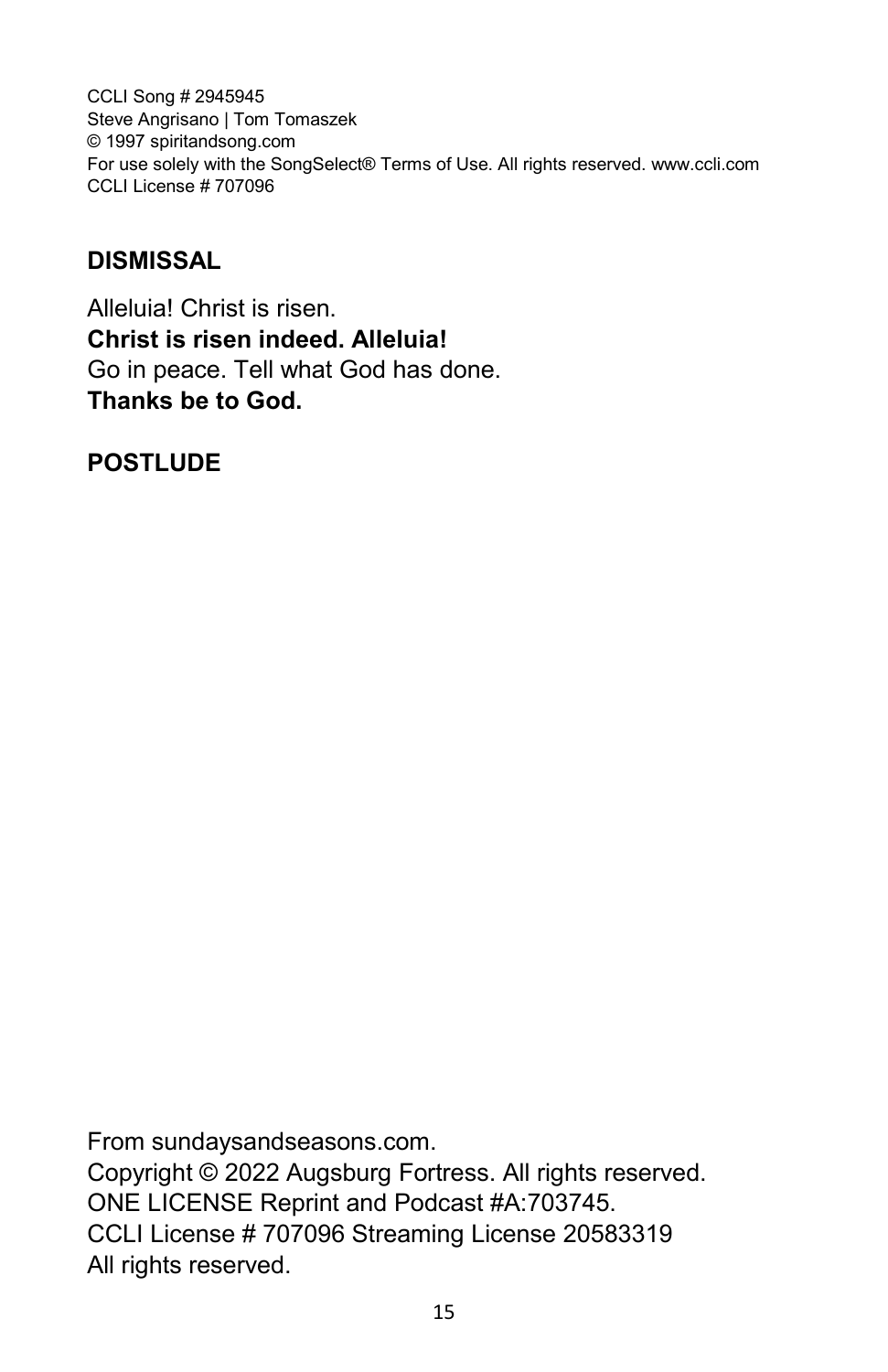CCLI Song # 2945945
Steve Angrisano | Tom Tomaszek
© 1997 spiritandsong.com
For use solely with the SongSelect® Terms of Use. All rights reserved. www.ccli.com
CCLI License # 707096

## DISMISSAL

Alleluia! Christ is risen.
**Christ is risen indeed. Alleluia!**
Go in peace. Tell what God has done.
**Thanks be to God.**

## POSTLUDE

From sundaysandseasons.com.
Copyright © 2022 Augsburg Fortress. All rights reserved.
ONE LICENSE Reprint and Podcast #A:703745.
CCLI License # 707096 Streaming License 20583319
All rights reserved.